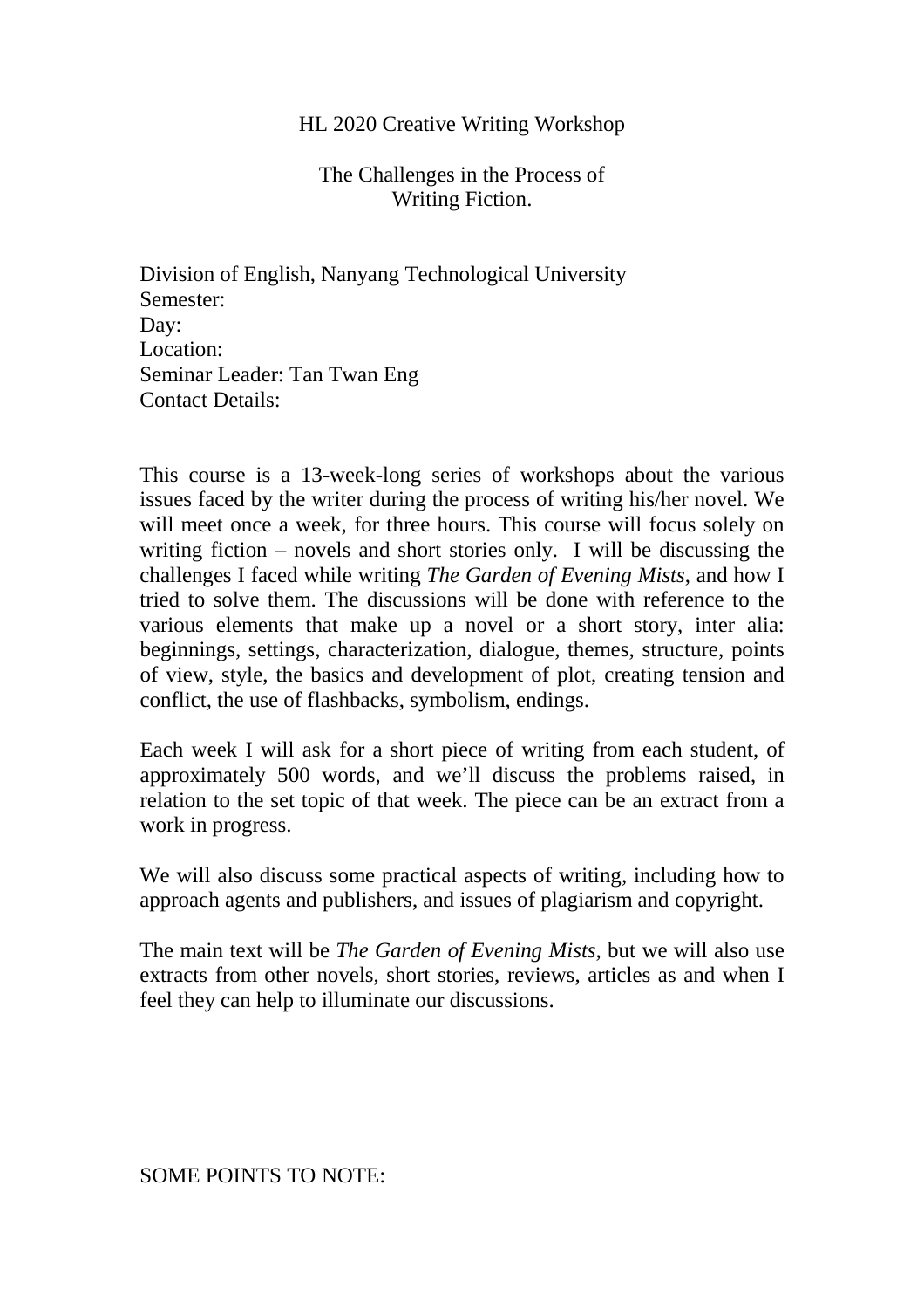# HL 2020 Creative Writing Workshop

## The Challenges in the Process of Writing Fiction.

Division of English, Nanyang Technological University
Semester:
Day:
Location:
Seminar Leader: Tan Twan Eng
Contact Details:

This course is a 13-week-long series of workshops about the various issues faced by the writer during the process of writing his/her novel. We will meet once a week, for three hours. This course will focus solely on writing fiction – novels and short stories only. I will be discussing the challenges I faced while writing *The Garden of Evening Mists*, and how I tried to solve them. The discussions will be done with reference to the various elements that make up a novel or a short story, inter alia: beginnings, settings, characterization, dialogue, themes, structure, points of view, style, the basics and development of plot, creating tension and conflict, the use of flashbacks, symbolism, endings.

Each week I will ask for a short piece of writing from each student, of approximately 500 words, and we'll discuss the problems raised, in relation to the set topic of that week. The piece can be an extract from a work in progress.

We will also discuss some practical aspects of writing, including how to approach agents and publishers, and issues of plagiarism and copyright.

The main text will be *The Garden of Evening Mists*, but we will also use extracts from other novels, short stories, reviews, articles as and when I feel they can help to illuminate our discussions.

SOME POINTS TO NOTE: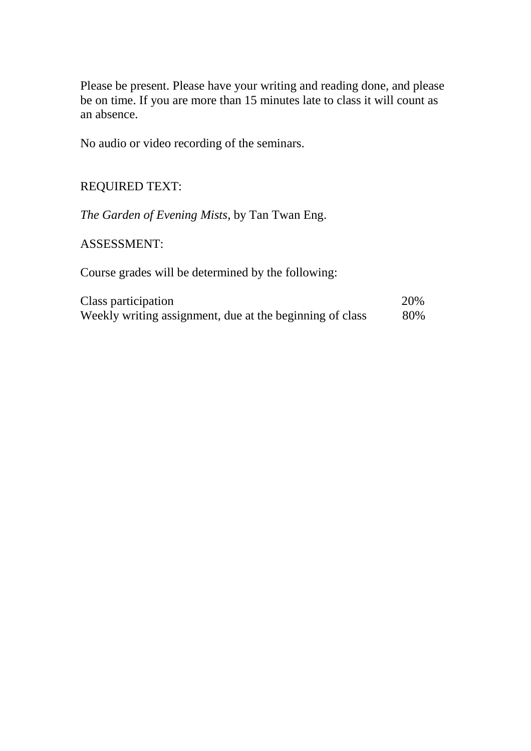Please be present. Please have your writing and reading done, and please be on time. If you are more than 15 minutes late to class it will count as an absence.

No audio or video recording of the seminars.

REQUIRED TEXT:

*The Garden of Evening Mists*, by Tan Twan Eng.

ASSESSMENT:

Course grades will be determined by the following:

| | |
|---|---|
| Class participation | 20% |
| Weekly writing assignment, due at the beginning of class | 80% |